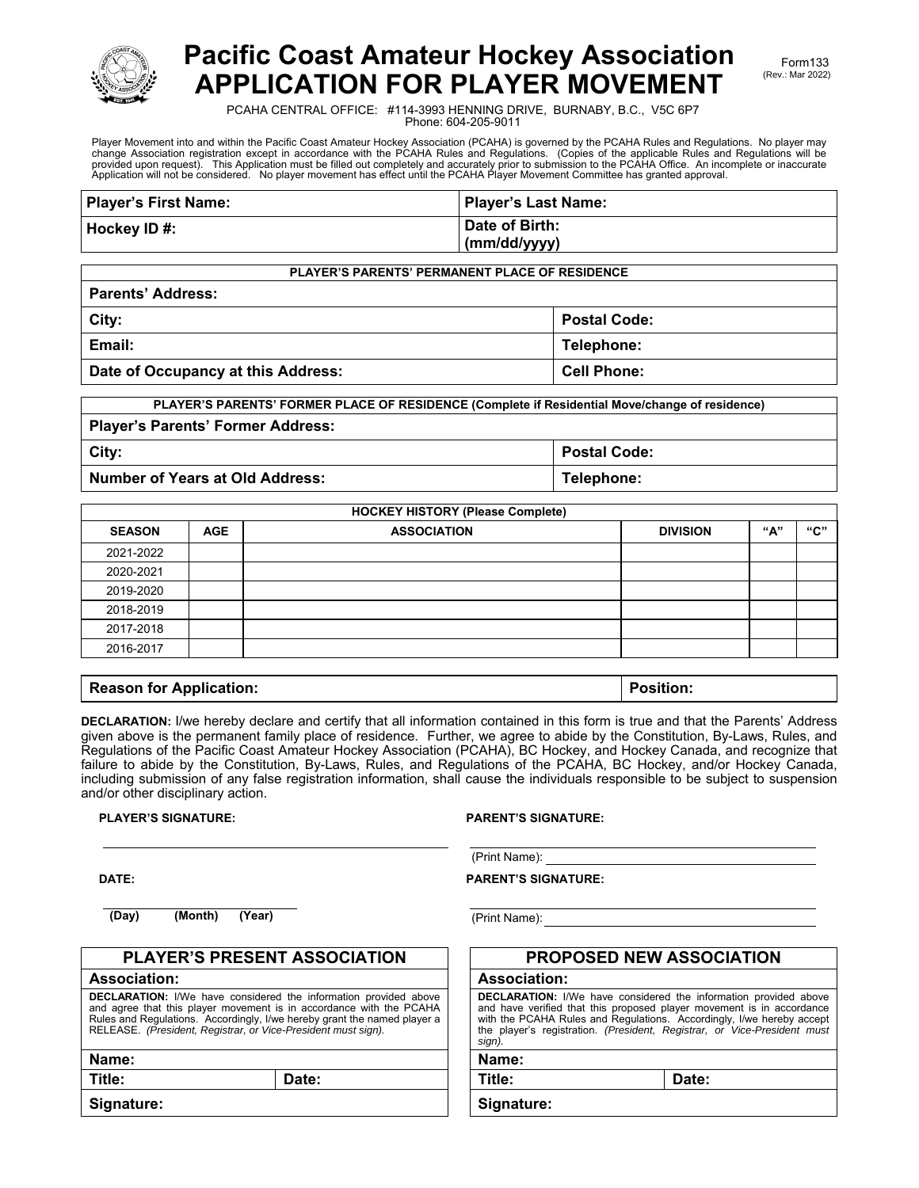# Pacific Coast Amateur Hockey Association
# APPLICATION FOR PLAYER MOVEMENT

Form133
(Rev.: Mar 2022)

PCAHA CENTRAL OFFICE: #114-3993 HENNING DRIVE, BURNABY, B.C., V5C 6P7
Phone: 604-205-9011

Player Movement into and within the Pacific Coast Amateur Hockey Association (PCAHA) is governed by the PCAHA Rules and Regulations. No player may change Association registration except in accordance with the PCAHA Rules and Regulations. (Copies of the applicable Rules and Regulations will be provided upon request). This Application must be filled out completely and accurately prior to submission to the PCAHA Office. An incomplete or inaccurate Application will not be considered. No player movement has effect until the PCAHA Player Movement Committee has granted approval.

| **Player's First Name:** | **Player's Last Name:** |
|---|---|
| **Hockey ID #:** | **Date of Birth: (mm/dd/yyyy)** |

| PLAYER'S PARENTS' PERMANENT PLACE OF RESIDENCE | |
|---|---|
| **Parents' Address:** | |
| **City:** | **Postal Code:** |
| **Email:** | **Telephone:** |
| **Date of Occupancy at this Address:** | **Cell Phone:** |

| PLAYER'S PARENTS' FORMER PLACE OF RESIDENCE (Complete if Residential Move/change of residence) | |
|---|---|
| **Player's Parents' Former Address:** | |
| **City:** | **Postal Code:** |
| **Number of Years at Old Address:** | **Telephone:** |

**HOCKEY HISTORY (Please Complete)**

| SEASON | AGE | ASSOCIATION | DIVISION | "A" | "C" |
|---|---|---|---|---|---|
| 2021-2022 | | | | | |
| 2020-2021 | | | | | |
| 2019-2020 | | | | | |
| 2018-2019 | | | | | |
| 2017-2018 | | | | | |
| 2016-2017 | | | | | |

| **Reason for Application:** | **Position:** |
|---|---|

**DECLARATION:** I/we hereby declare and certify that all information contained in this form is true and that the Parents' Address given above is the permanent family place of residence. Further, we agree to abide by the Constitution, By-Laws, Rules, and Regulations of the Pacific Coast Amateur Hockey Association (PCAHA), BC Hockey, and Hockey Canada, and recognize that failure to abide by the Constitution, By-Laws, Rules, and Regulations of the PCAHA, BC Hockey, and/or Hockey Canada, including submission of any false registration information, shall cause the individuals responsible to be subject to suspension and/or other disciplinary action.

**PLAYER'S SIGNATURE:** ______________________

**DATE:** ______________________
(Day) (Month) (Year)

**PARENT'S SIGNATURE:** ______________________
(Print Name): ______________________

**PARENT'S SIGNATURE:** ______________________
(Print Name): ______________________

## PLAYER'S PRESENT ASSOCIATION

**Association:**

**DECLARATION:** I/We have considered the information provided above and agree that this player movement is in accordance with the PCAHA Rules and Regulations. Accordingly, I/we hereby grant the named player a RELEASE. *(President, Registrar, or Vice-President must sign).*

| **Name:** | |
|---|---|
| **Title:** | **Date:** |
| **Signature:** | |

## PROPOSED NEW ASSOCIATION

**Association:**

**DECLARATION:** I/We have considered the information provided above and have verified that this proposed player movement is in accordance with the PCAHA Rules and Regulations. Accordingly, I/we hereby accept the player's registration. *(President, Registrar, or Vice-President must sign).*

| **Name:** | |
|---|---|
| **Title:** | **Date:** |
| **Signature:** | |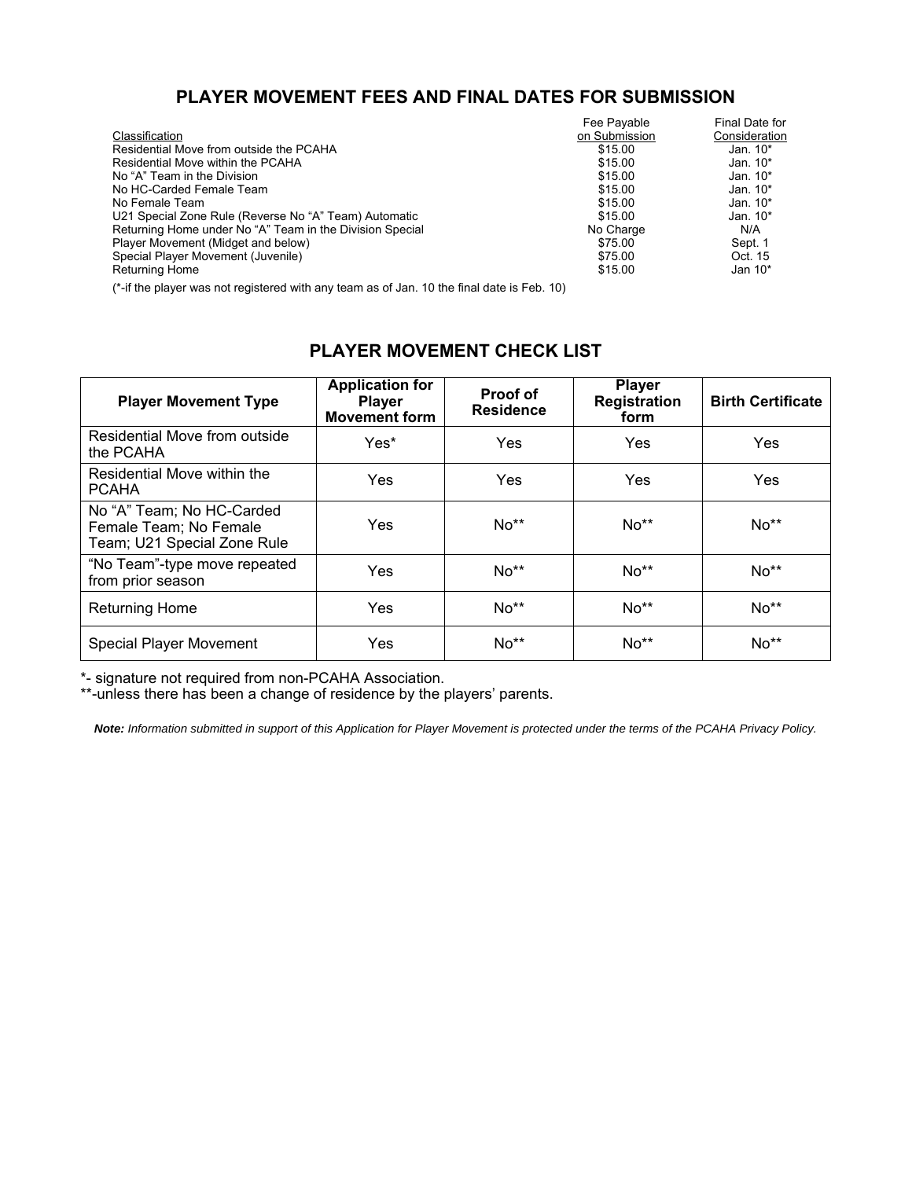## PLAYER MOVEMENT FEES AND FINAL DATES FOR SUBMISSION

| Classification | Fee Payable on Submission | Final Date for Consideration |
|---|---|---|
| Residential Move from outside the PCAHA | $15.00 | Jan. 10* |
| Residential Move within the PCAHA | $15.00 | Jan. 10* |
| No "A" Team in the Division | $15.00 | Jan. 10* |
| No HC-Carded Female Team | $15.00 | Jan. 10* |
| No Female Team | $15.00 | Jan. 10* |
| U21 Special Zone Rule (Reverse No "A" Team) Automatic | $15.00 | Jan. 10* |
| Returning Home under No "A" Team in the Division Special | No Charge | N/A |
| Player Movement (Midget and below) | $75.00 | Sept. 1 |
| Special Player Movement (Juvenile) | $75.00 | Oct. 15 |
| Returning Home | $15.00 | Jan 10* |

(*-if the player was not registered with any team as of Jan. 10 the final date is Feb. 10)

## PLAYER MOVEMENT CHECK LIST

| Player Movement Type | Application for Player Movement form | Proof of Residence | Player Registration form | Birth Certificate |
|---|---|---|---|---|
| Residential Move from outside the PCAHA | Yes* | Yes | Yes | Yes |
| Residential Move within the PCAHA | Yes | Yes | Yes | Yes |
| No "A" Team; No HC-Carded Female Team; No Female Team; U21 Special Zone Rule | Yes | No** | No** | No** |
| "No Team"-type move repeated from prior season | Yes | No** | No** | No** |
| Returning Home | Yes | No** | No** | No** |
| Special Player Movement | Yes | No** | No** | No** |

*- signature not required from non-PCAHA Association.
**-unless there has been a change of residence by the players' parents.

***Note:*** *Information submitted in support of this Application for Player Movement is protected under the terms of the PCAHA Privacy Policy.*